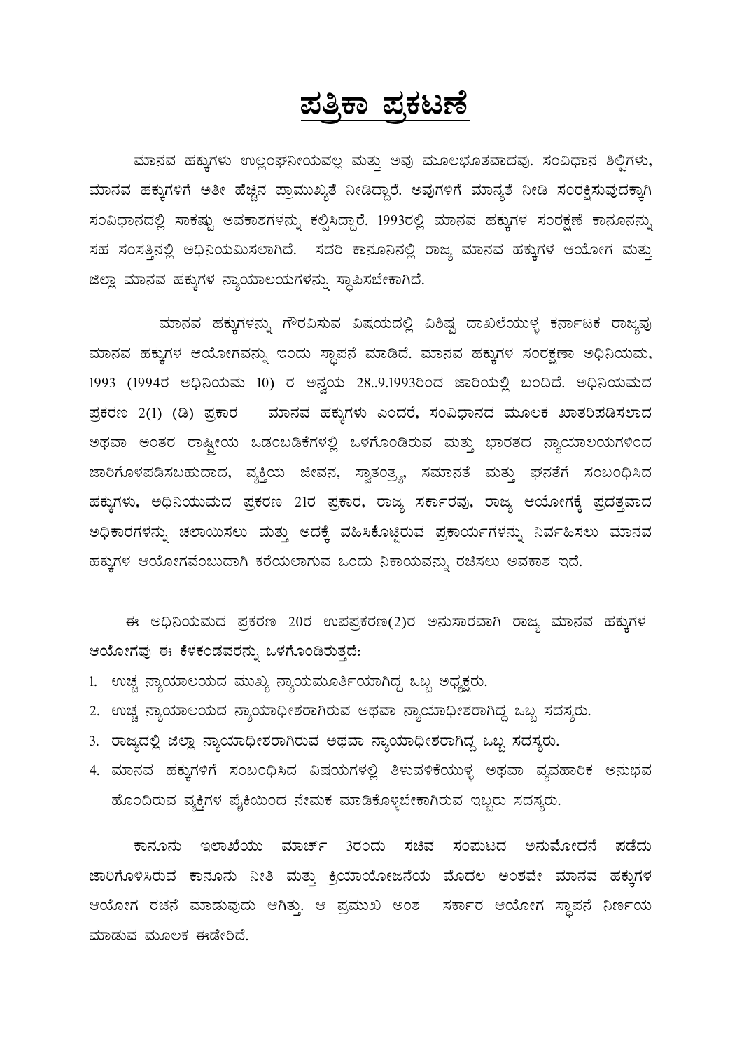# ಪತ್ರಿಕಾ ಪ್ರಕಟಣೆ

ಮಾನವ ಹಕ್ಕುಗಳು ಉಲ್ಲಂಘನೀಯವಲ್ಲ ಮತ್ತು ಅವು ಮೂಲಭೂತವಾದವು. ಸಂವಿಧಾನ ಶಿಲ್ಪಿಗಳು, ಮಾನವ ಹಕ್ಕುಗಳಿಗೆ ಅತೀ ಹೆಚ್ಚಿನ ಪ್ರಾಮುಖ್ಯತೆ ನೀಡಿದ್ದಾರೆ. ಅವುಗಳಿಗೆ ಮಾನ್ಯತೆ ನೀಡಿ ಸಂರಕ್ಷಿಸುವುದಕ್ಕಾಗಿ ಸಂವಿಧಾನದಲ್ಲಿ ಸಾಕಷ್ಟು ಅವಕಾಶಗಳನ್ನು ಕಲ್ಪಿಸಿದ್ದಾರೆ. 1993ರಲ್ಲಿ ಮಾನವ ಹಕ್ಕುಗಳ ಸಂರಕ್ಷಣೆ ಕಾನೂನನ್ನು ಸಹ ಸಂಸತ್ತಿನಲ್ಲಿ ಅಧಿನಿಯಮಿಸಲಾಗಿದೆ. ಸದರಿ ಕಾನೂನಿನಲ್ಲಿ ರಾಜ್ಯ ಮಾನವ ಹಕ್ಕುಗಳ ಆಯೋಗ ಮತ್ತು ಜಿಲ್ಲಾ ಮಾನವ ಹಕ್ಕುಗಳ ನ್ಯಾಯಾಲಯಗಳನ್ನು ಸ್ಥಾಪಿಸಬೇಕಾಗಿದೆ.

ಮಾನವ ಹಕ್ಕುಗಳನ್ನು ಗೌರವಿಸುವ ವಿಷಯದಲ್ಲಿ ವಿಶಿಷ್ಟ ದಾಖಲೆಯುಳ್ಳ ಕರ್ನಾಟಕ ರಾಜ್ಯವು ಮಾನವ ಹಕ್ಕುಗಳ ಆಯೋಗವನ್ನು ಇಂದು ಸ್ಥಾಪನೆ ಮಾಡಿದೆ. ಮಾನವ ಹಕ್ಕುಗಳ ಸಂರಕ್ಷಣಾ ಅಧಿನಿಯಮ, 1993 (1994ರ ಅಧಿನಿಯಮ 10) ರ ಅನ್ವಯ 28..9.1993ರಿಂದ ಜಾರಿಯಲ್ಲಿ ಬಂದಿದೆ. ಅಧಿನಿಯಮದ ಪ್ರಕರಣ 2(1) (ಡಿ) ಪ್ರಕಾರ ಮಾನವ ಹಕ್ಕುಗಳು ಎಂದರೆ, ಸಂವಿಧಾನದ ಮೂಲಕ ಖಾತರಿಪಡಿಸಲಾದ ಅಥವಾ ಅಂತರ ರಾಷ್ಟ್ರೀಯ ಒಡಂಬಡಿಕೆಗಳಲ್ಲಿ ಒಳಗೊಂಡಿರುವ ಮತ್ತು ಭಾರತದ ನ್ಯಾಯಾಲಯಗಳಿಂದ ಜಾರಿಗೊಳಪಡಿಸಬಹುದಾದ, ವ್ಯಕ್ತಿಯ ಜೀವನ, ಸ್ವಾತಂತ್ರ್ಯ, ಸಮಾನತೆ ಮತ್ತು ಘನತೆಗೆ ಸಂಬಂಧಿಸಿದ ಹಕ್ಕುಗಳು, ಅಧಿನಿಯುಮದ ಪ್ರಕರಣ 21ರ ಪ್ರಕಾರ, ರಾಜ್ಯ ಸರ್ಕಾರವು, ರಾಜ್ಯ ಆಯೋಗಕ್ಕೆ ಪ್ರದತ್ತವಾದ ಅಧಿಕಾರಗಳನ್ನು ಚಲಾಯಿಸಲು ಮತ್ತು ಅದಕ್ಕೆ ವಹಿಸಿಕೊಟ್ಟಿರುವ ಪ್ರಕಾರ್ಯಗಳನ್ನು ನಿರ್ವಹಿಸಲು ಮಾನವ ಹಕ್ಕುಗಳ ಆಯೋಗವೆಂಬುದಾಗಿ ಕರೆಯಲಾಗುವ ಒಂದು ನಿಕಾಯವನ್ನು ರಚಿಸಲು ಅವಕಾಶ ಇದೆ.

ಈ ಅಧಿನಿಯಮದ ಪ್ರಕರಣ 20ರ ಉಪಪ್ರಕರಣ(2)ರ ಅನುಸಾರವಾಗಿ ರಾಜ್ಯ ಮಾನವ ಹಕ್ಕುಗಳ ಆಯೋಗವು ಈ ಕೆಳಕಂಡವರನ್ನು ಒಳಗೊಂಡಿರುತ್ತದೆ:

1. ಉಚ್ಚ ನ್ಯಾಯಾಲಯದ ಮುಖ್ಯ ನ್ಯಾಯಮೂರ್ತಿಯಾಗಿದ್ದ ಒಬ್ಬ ಅಧ್ಯಕ್ಷರು.
2. ಉಚ್ಚ ನ್ಯಾಯಾಲಯದ ನ್ಯಾಯಾಧೀಶರಾಗಿರುವ ಅಥವಾ ನ್ಯಾಯಾಧೀಶರಾಗಿದ್ದ ಒಬ್ಬ ಸದಸ್ಯರು.
3. ರಾಜ್ಯದಲ್ಲಿ ಜಿಲ್ಲಾ ನ್ಯಾಯಾಧೀಶರಾಗಿರುವ ಅಥವಾ ನ್ಯಾಯಾಧೀಶರಾಗಿದ್ದ ಒಬ್ಬ ಸದಸ್ಯರು.
4. ಮಾನವ ಹಕ್ಕುಗಳಿಗೆ ಸಂಬಂಧಿಸಿದ ವಿಷಯಗಳಲ್ಲಿ ತಿಳುವಳಿಕೆಯುಳ್ಳ ಅಥವಾ ವ್ಯವಹಾರಿಕ ಅನುಭವ ಹೊಂದಿರುವ ವ್ಯಕ್ತಿಗಳ ಪೈಕಿಯಿಂದ ನೇಮಕ ಮಾಡಿಕೊಳ್ಳಬೇಕಾಗಿರುವ ಇಬ್ಬರು ಸದಸ್ಯರು.

ಕಾನೂನು ಇಲಾಖೆಯು ಮಾರ್ಚ್ 3ರಂದು ಸಚಿವ ಸಂಪುಟದ ಅನುಮೋದನೆ ಪಡೆದು ಜಾರಿಗೊಳಿಸಿರುವ ಕಾನೂನು ನೀತಿ ಮತ್ತು ಕ್ರಿಯಾಯೋಜನೆಯ ಮೊದಲ ಅಂಶವೇ ಮಾನವ ಹಕ್ಕುಗಳ ಆಯೋಗ ರಚನೆ ಮಾಡುವುದು ಆಗಿತ್ತು. ಆ ಪ್ರಮುಖ ಅಂಶ ಸರ್ಕಾರ ಆಯೋಗ ಸ್ಥಾಪನೆ ನಿರ್ಣಯ ಮಾಡುವ ಮೂಲಕ ಈಡೇರಿದೆ.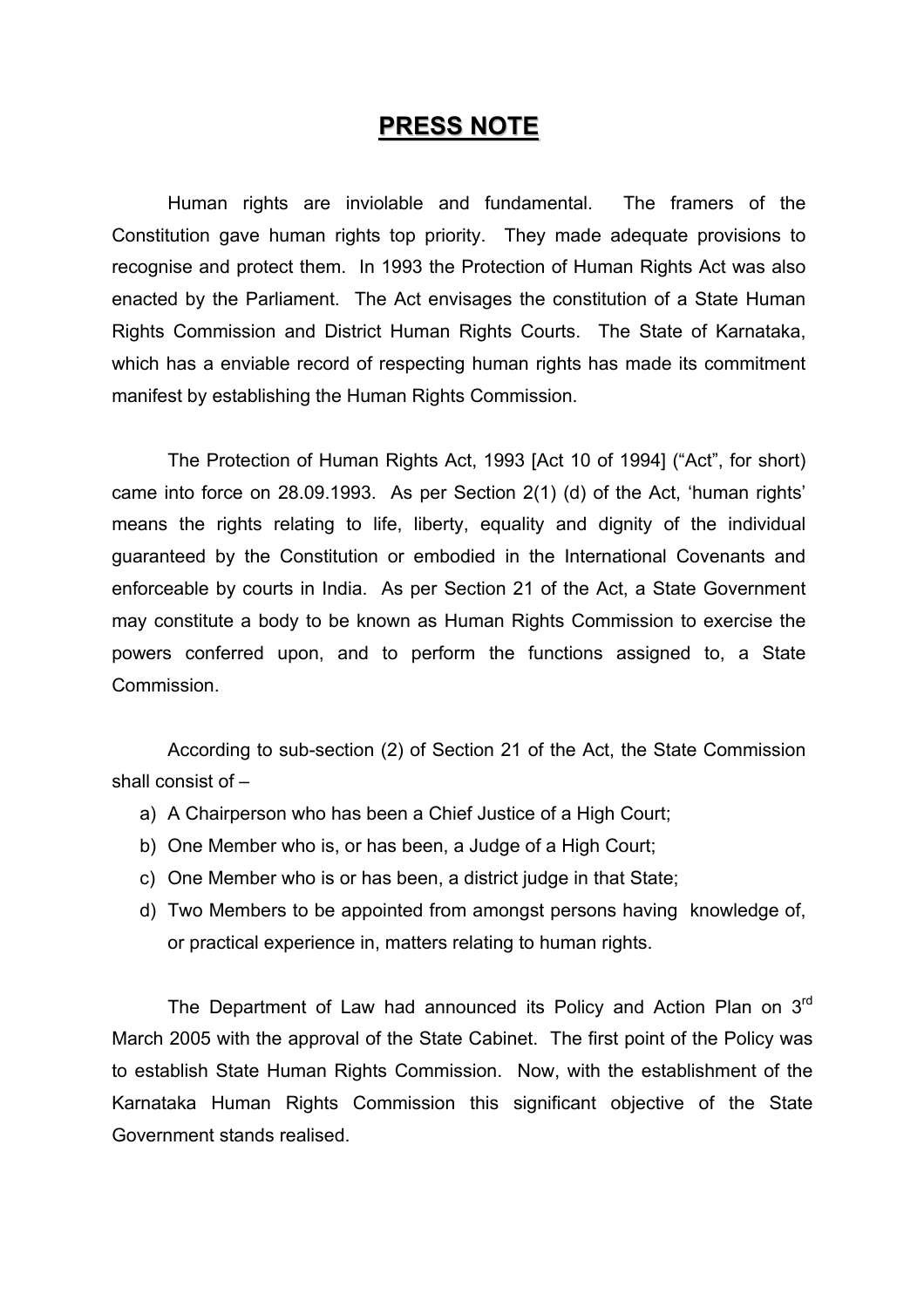# PRESS NOTE

Human rights are inviolable and fundamental. The framers of the Constitution gave human rights top priority. They made adequate provisions to recognise and protect them. In 1993 the Protection of Human Rights Act was also enacted by the Parliament. The Act envisages the constitution of a State Human Rights Commission and District Human Rights Courts. The State of Karnataka, which has a enviable record of respecting human rights has made its commitment manifest by establishing the Human Rights Commission.

The Protection of Human Rights Act, 1993 [Act 10 of 1994] ("Act", for short) came into force on 28.09.1993. As per Section 2(1) (d) of the Act, 'human rights' means the rights relating to life, liberty, equality and dignity of the individual guaranteed by the Constitution or embodied in the International Covenants and enforceable by courts in India. As per Section 21 of the Act, a State Government may constitute a body to be known as Human Rights Commission to exercise the powers conferred upon, and to perform the functions assigned to, a State Commission.

According to sub-section (2) of Section 21 of the Act, the State Commission shall consist of –

a) A Chairperson who has been a Chief Justice of a High Court;
b) One Member who is, or has been, a Judge of a High Court;
c) One Member who is or has been, a district judge in that State;
d) Two Members to be appointed from amongst persons having knowledge of, or practical experience in, matters relating to human rights.

The Department of Law had announced its Policy and Action Plan on 3rd March 2005 with the approval of the State Cabinet. The first point of the Policy was to establish State Human Rights Commission. Now, with the establishment of the Karnataka Human Rights Commission this significant objective of the State Government stands realised.